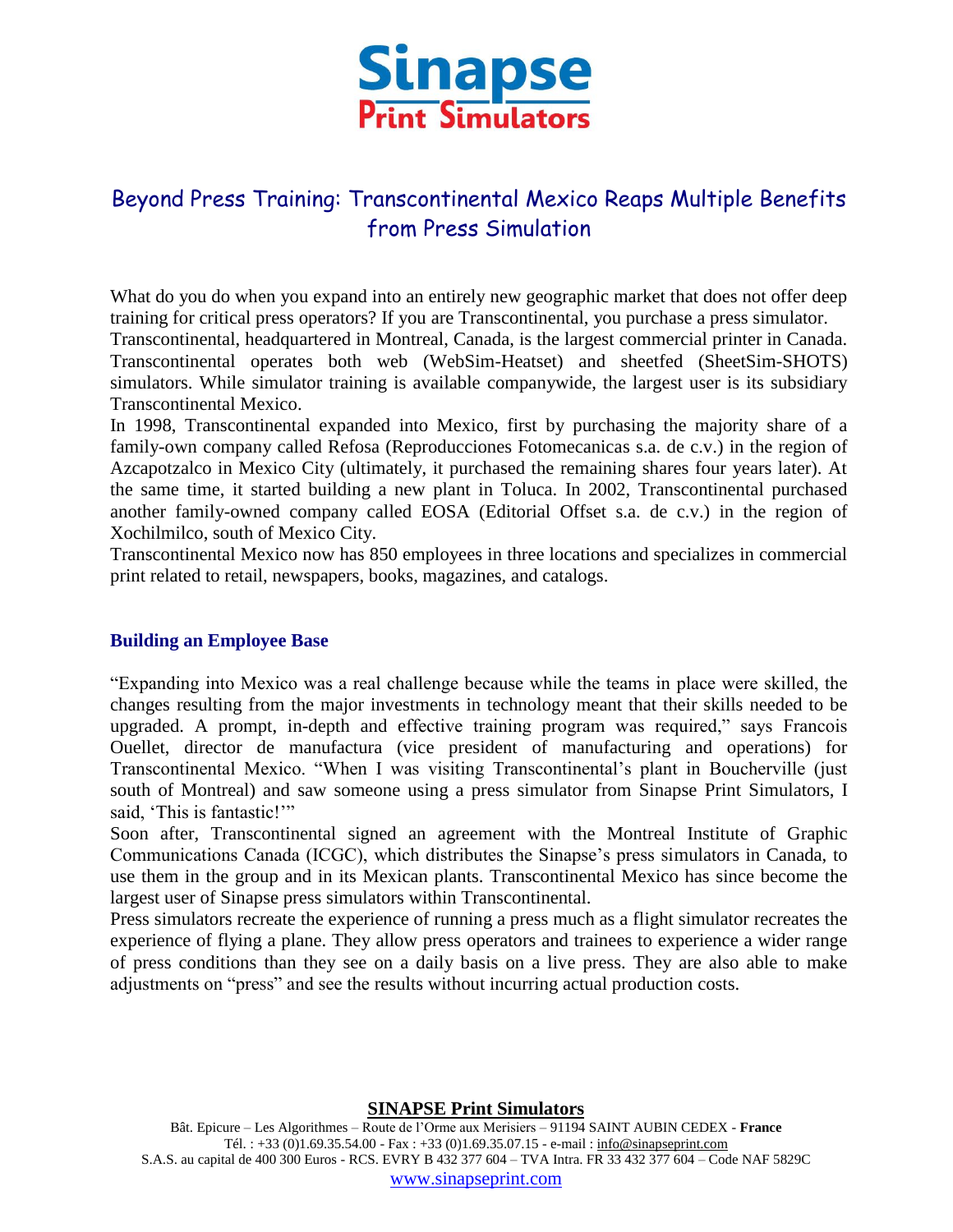# Sinapse Print Simulators

## Beyond Press Training: Transcontinental Mexico Reaps Multiple Benefits from Press Simulation

What do you do when you expand into an entirely new geographic market that does not offer deep training for critical press operators? If you are Transcontinental, you purchase a press simulator.

Transcontinental, headquartered in Montreal, Canada, is the largest commercial printer in Canada. Transcontinental operates both web (WebSim-Heatset) and sheetfed (SheetSim-SHOTS) simulators. While simulator training is available companywide, the largest user is its subsidiary Transcontinental Mexico.

In 1998, Transcontinental expanded into Mexico, first by purchasing the majority share of a family-own company called Refosa (Reproducciones Fotomecanicas s.a. de c.v.) in the region of Azcapotzalco in Mexico City (ultimately, it purchased the remaining shares four years later). At the same time, it started building a new plant in Toluca. In 2002, Transcontinental purchased another family-owned company called EOSA (Editorial Offset s.a. de c.v.) in the region of Xochilmilco, south of Mexico City.

Transcontinental Mexico now has 850 employees in three locations and specializes in commercial print related to retail, newspapers, books, magazines, and catalogs.

### Building an Employee Base

"Expanding into Mexico was a real challenge because while the teams in place were skilled, the changes resulting from the major investments in technology meant that their skills needed to be upgraded. A prompt, in-depth and effective training program was required," says Francois Ouellet, director de manufactura (vice president of manufacturing and operations) for Transcontinental Mexico. "When I was visiting Transcontinental's plant in Boucherville (just south of Montreal) and saw someone using a press simulator from Sinapse Print Simulators, I said, 'This is fantastic!'"

Soon after, Transcontinental signed an agreement with the Montreal Institute of Graphic Communications Canada (ICGC), which distributes the Sinapse's press simulators in Canada, to use them in the group and in its Mexican plants. Transcontinental Mexico has since become the largest user of Sinapse press simulators within Transcontinental.

Press simulators recreate the experience of running a press much as a flight simulator recreates the experience of flying a plane. They allow press operators and trainees to experience a wider range of press conditions than they see on a daily basis on a live press. They are also able to make adjustments on "press" and see the results without incurring actual production costs.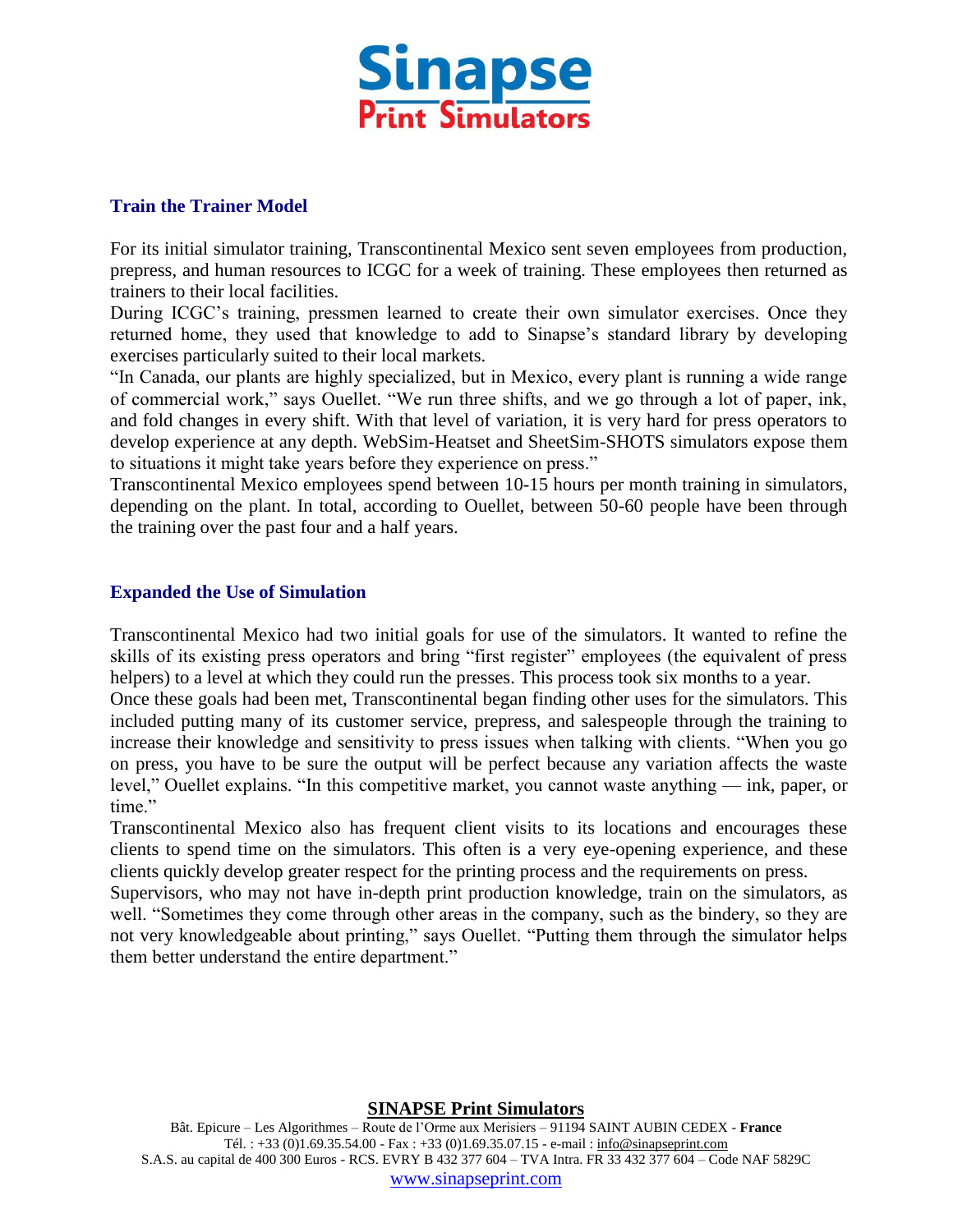## Train the Trainer Model

For its initial simulator training, Transcontinental Mexico sent seven employees from production, prepress, and human resources to ICGC for a week of training. These employees then returned as trainers to their local facilities.

During ICGC's training, pressmen learned to create their own simulator exercises. Once they returned home, they used that knowledge to add to Sinapse's standard library by developing exercises particularly suited to their local markets.

"In Canada, our plants are highly specialized, but in Mexico, every plant is running a wide range of commercial work," says Ouellet. "We run three shifts, and we go through a lot of paper, ink, and fold changes in every shift. With that level of variation, it is very hard for press operators to develop experience at any depth. WebSim-Heatset and SheetSim-SHOTS simulators expose them to situations it might take years before they experience on press."

Transcontinental Mexico employees spend between 10-15 hours per month training in simulators, depending on the plant. In total, according to Ouellet, between 50-60 people have been through the training over the past four and a half years.

## Expanded the Use of Simulation

Transcontinental Mexico had two initial goals for use of the simulators. It wanted to refine the skills of its existing press operators and bring "first register" employees (the equivalent of press helpers) to a level at which they could run the presses. This process took six months to a year.

Once these goals had been met, Transcontinental began finding other uses for the simulators. This included putting many of its customer service, prepress, and salespeople through the training to increase their knowledge and sensitivity to press issues when talking with clients. "When you go on press, you have to be sure the output will be perfect because any variation affects the waste level," Ouellet explains. "In this competitive market, you cannot waste anything — ink, paper, or time."

Transcontinental Mexico also has frequent client visits to its locations and encourages these clients to spend time on the simulators. This often is a very eye-opening experience, and these clients quickly develop greater respect for the printing process and the requirements on press.

Supervisors, who may not have in-depth print production knowledge, train on the simulators, as well. "Sometimes they come through other areas in the company, such as the bindery, so they are not very knowledgeable about printing," says Ouellet. "Putting them through the simulator helps them better understand the entire department."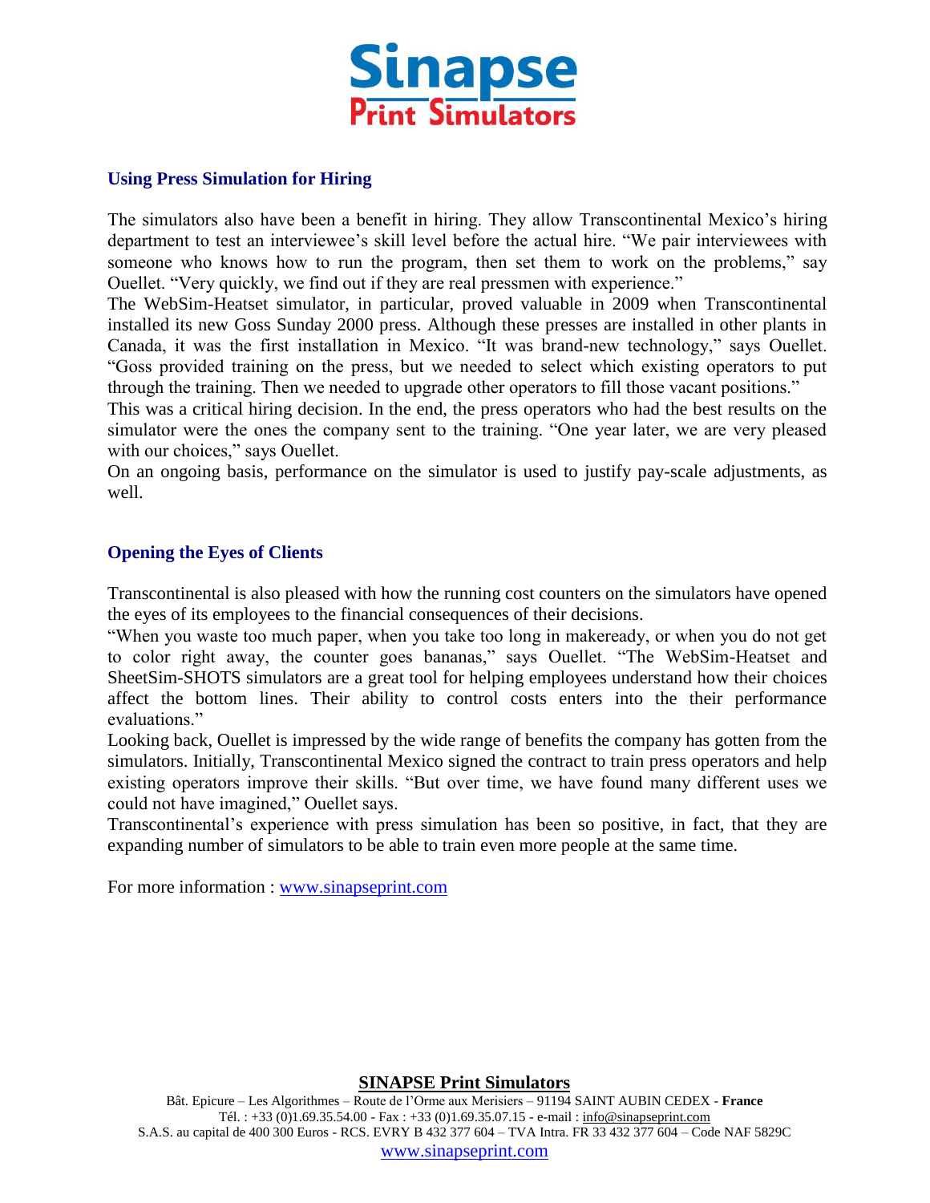## Using Press Simulation for Hiring

The simulators also have been a benefit in hiring. They allow Transcontinental Mexico's hiring department to test an interviewee's skill level before the actual hire. "We pair interviewees with someone who knows how to run the program, then set them to work on the problems," say Ouellet. "Very quickly, we find out if they are real pressmen with experience."

The WebSim-Heatset simulator, in particular, proved valuable in 2009 when Transcontinental installed its new Goss Sunday 2000 press. Although these presses are installed in other plants in Canada, it was the first installation in Mexico. "It was brand-new technology," says Ouellet. "Goss provided training on the press, but we needed to select which existing operators to put through the training. Then we needed to upgrade other operators to fill those vacant positions."

This was a critical hiring decision. In the end, the press operators who had the best results on the simulator were the ones the company sent to the training. "One year later, we are very pleased with our choices," says Ouellet.

On an ongoing basis, performance on the simulator is used to justify pay-scale adjustments, as well.

## Opening the Eyes of Clients

Transcontinental is also pleased with how the running cost counters on the simulators have opened the eyes of its employees to the financial consequences of their decisions.

"When you waste too much paper, when you take too long in makeready, or when you do not get to color right away, the counter goes bananas," says Ouellet. "The WebSim-Heatset and SheetSim-SHOTS simulators are a great tool for helping employees understand how their choices affect the bottom lines. Their ability to control costs enters into the their performance evaluations."

Looking back, Ouellet is impressed by the wide range of benefits the company has gotten from the simulators. Initially, Transcontinental Mexico signed the contract to train press operators and help existing operators improve their skills. "But over time, we have found many different uses we could not have imagined," Ouellet says.

Transcontinental's experience with press simulation has been so positive, in fact, that they are expanding number of simulators to be able to train even more people at the same time.

For more information : [www.sinapseprint.com](http://www.sinapseprint.com)